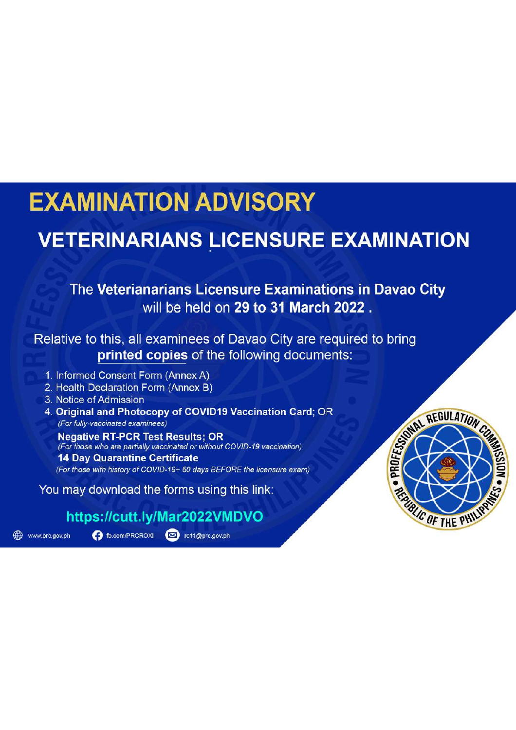# EXAMINATION ADVISORY

## VETERINARIANS LICENSURE EXAMINATION

The **Veterianarians Licensure Examinations in Davao City** will be held on **29 to 31 March 2022 .**

Relative to this, all examinees of Davao City are required to bring **printed copies** of the following documents:

1. Informed Consent Form (Annex A)
2. Health Declaration Form (Annex B)
3. Notice of Admission
4. **Original and Photocopy of COVID19 Vaccination Card**; OR
   *(For fully-vaccinated examinees)*
   **Negative RT-PCR Test Results; OR**
   *(For those who are partially vaccinated or without COVID-19 vaccination)*
   **14 Day Quarantine Certificate**
   *(For those with history of COVID-19+ 60 days BEFORE the licensure exam)*

You may download the forms using this link:

**https://cutt.ly/Mar2022VMDVO**

www.prc.gov.ph | fb.com/PRCROXI | ro11@prc.gov.ph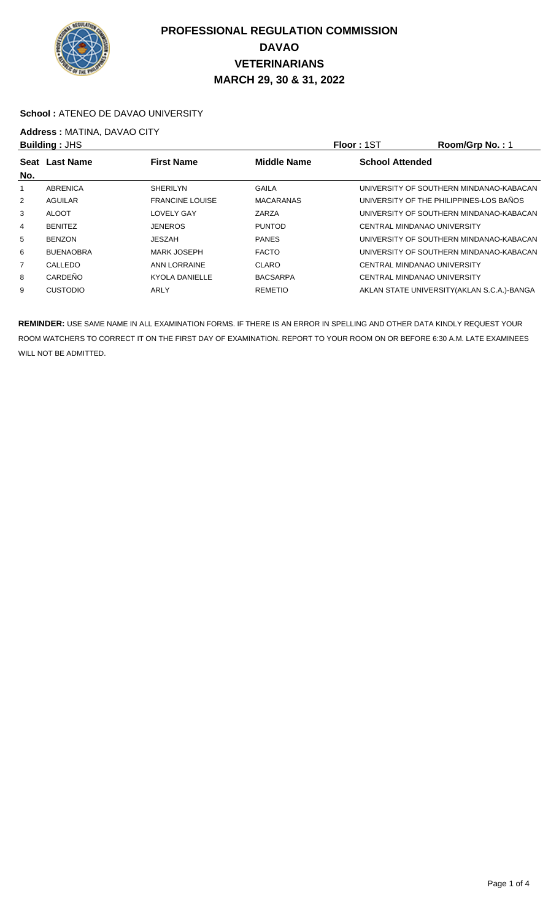# PROFESSIONAL REGULATION COMMISSION
# DAVAO
# VETERINARIANS
# MARCH 29, 30 & 31, 2022

**School :** ATENEO DE DAVAO UNIVERSITY

**Address :** MATINA, DAVAO CITY

**Building :** JHS **Floor :** 1ST **Room/Grp No. :** 1

| Seat No. | Last Name | First Name | Middle Name | School Attended |
|---|---|---|---|---|
| 1 | ABRENICA | SHERILYN | GAILA | UNIVERSITY OF SOUTHERN MINDANAO-KABACAN |
| 2 | AGUILAR | FRANCINE LOUISE | MACARANAS | UNIVERSITY OF THE PHILIPPINES-LOS BAÑOS |
| 3 | ALOOT | LOVELY GAY | ZARZA | UNIVERSITY OF SOUTHERN MINDANAO-KABACAN |
| 4 | BENITEZ | JENEROS | PUNTOD | CENTRAL MINDANAO UNIVERSITY |
| 5 | BENZON | JESZAH | PANES | UNIVERSITY OF SOUTHERN MINDANAO-KABACAN |
| 6 | BUENAOBRA | MARK JOSEPH | FACTO | UNIVERSITY OF SOUTHERN MINDANAO-KABACAN |
| 7 | CALLEDO | ANN LORRAINE | CLARO | CENTRAL MINDANAO UNIVERSITY |
| 8 | CARDEÑO | KYOLA DANIELLE | BACSARPA | CENTRAL MINDANAO UNIVERSITY |
| 9 | CUSTODIO | ARLY | REMETIO | AKLAN STATE UNIVERSITY(AKLAN S.C.A.)-BANGA |

**REMINDER:** USE SAME NAME IN ALL EXAMINATION FORMS. IF THERE IS AN ERROR IN SPELLING AND OTHER DATA KINDLY REQUEST YOUR ROOM WATCHERS TO CORRECT IT ON THE FIRST DAY OF EXAMINATION. REPORT TO YOUR ROOM ON OR BEFORE 6:30 A.M. LATE EXAMINEES WILL NOT BE ADMITTED.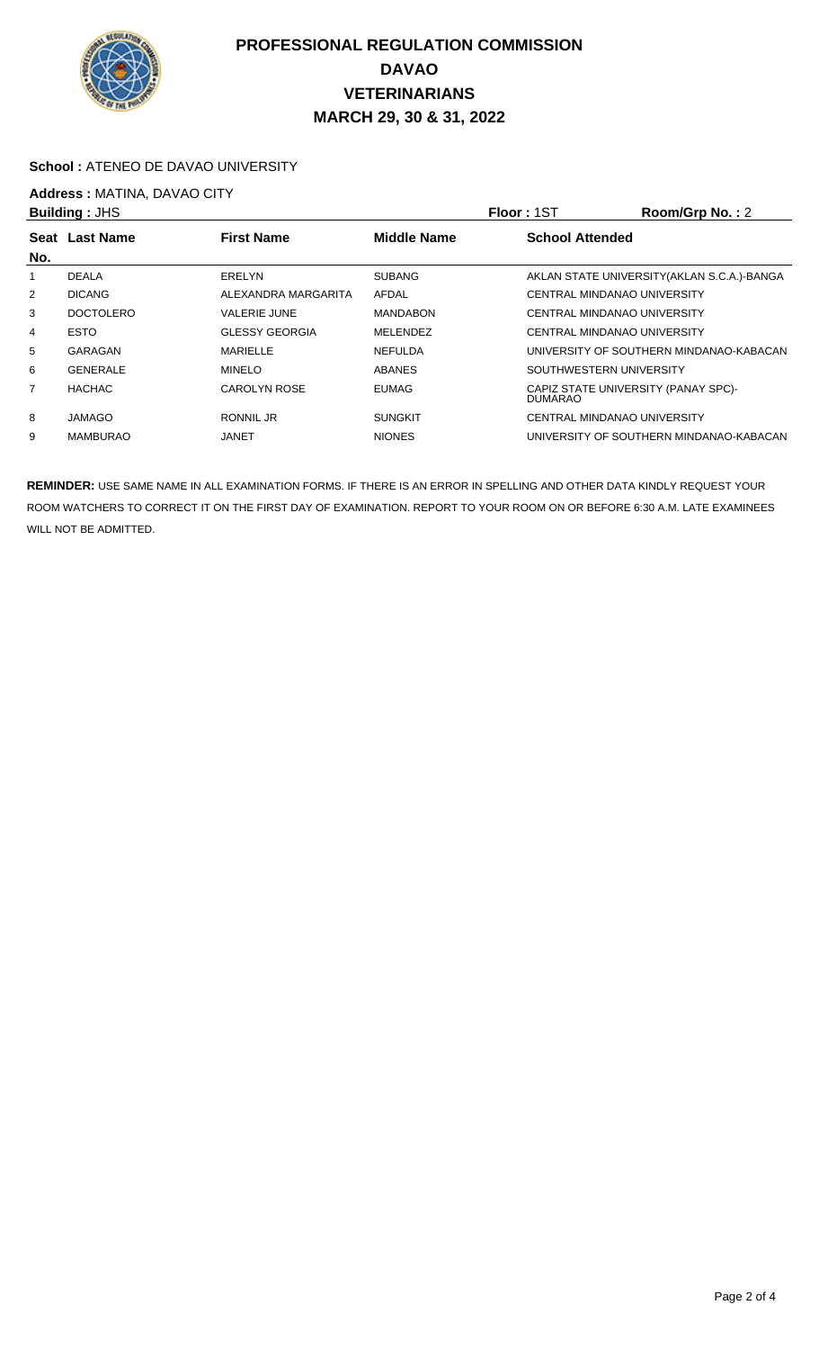# PROFESSIONAL REGULATION COMMISSION
## DAVAO
## VETERINARIANS
## MARCH 29, 30 & 31, 2022

**School :** ATENEO DE DAVAO UNIVERSITY

**Address :** MATINA, DAVAO CITY

**Building :** JHS **Floor :** 1ST **Room/Grp No. :** 2

| Seat No. | Last Name | First Name | Middle Name | School Attended |
|---|---|---|---|---|
| 1 | DEALA | ERELYN | SUBANG | AKLAN STATE UNIVERSITY(AKLAN S.C.A.)-BANGA |
| 2 | DICANG | ALEXANDRA MARGARITA | AFDAL | CENTRAL MINDANAO UNIVERSITY |
| 3 | DOCTOLERO | VALERIE JUNE | MANDABON | CENTRAL MINDANAO UNIVERSITY |
| 4 | ESTO | GLESSY GEORGIA | MELENDEZ | CENTRAL MINDANAO UNIVERSITY |
| 5 | GARAGAN | MARIELLE | NEFULDA | UNIVERSITY OF SOUTHERN MINDANAO-KABACAN |
| 6 | GENERALE | MINELO | ABANES | SOUTHWESTERN UNIVERSITY |
| 7 | HACHAC | CAROLYN ROSE | EUMAG | CAPIZ STATE UNIVERSITY (PANAY SPC)-DUMARAO |
| 8 | JAMAGO | RONNIL JR | SUNGKIT | CENTRAL MINDANAO UNIVERSITY |
| 9 | MAMBURAO | JANET | NIONES | UNIVERSITY OF SOUTHERN MINDANAO-KABACAN |

**REMINDER:** USE SAME NAME IN ALL EXAMINATION FORMS. IF THERE IS AN ERROR IN SPELLING AND OTHER DATA KINDLY REQUEST YOUR ROOM WATCHERS TO CORRECT IT ON THE FIRST DAY OF EXAMINATION. REPORT TO YOUR ROOM ON OR BEFORE 6:30 A.M. LATE EXAMINEES WILL NOT BE ADMITTED.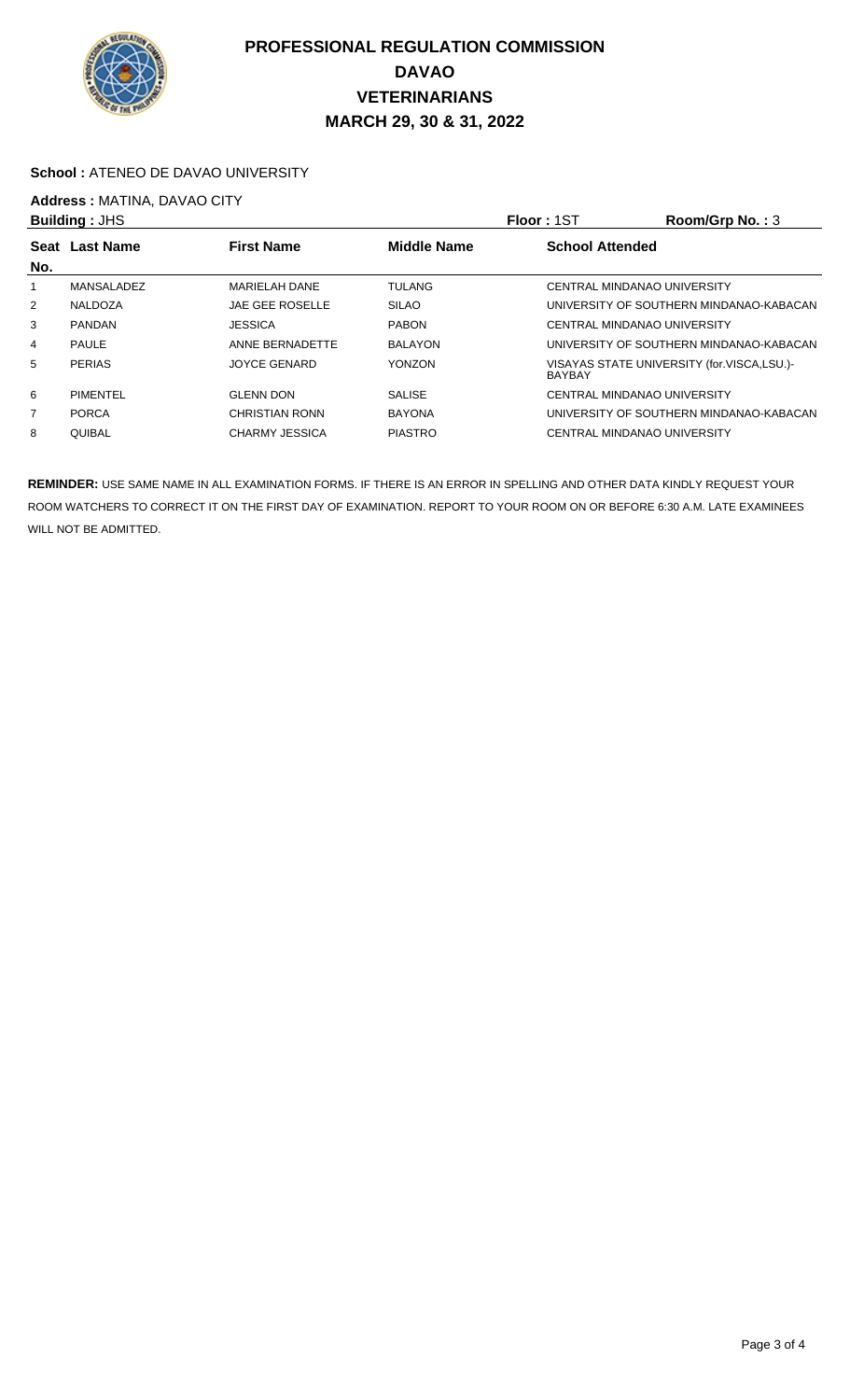# PROFESSIONAL REGULATION COMMISSION
## DAVAO
## VETERINARIANS
## MARCH 29, 30 & 31, 2022

**School :** ATENEO DE DAVAO UNIVERSITY

**Address :** MATINA, DAVAO CITY

**Building :** JHS **Floor :** 1ST **Room/Grp No. :** 3

| Seat No. | Last Name | First Name | Middle Name | School Attended |
|---|---|---|---|---|
| 1 | MANSALADEZ | MARIELAH DANE | TULANG | CENTRAL MINDANAO UNIVERSITY |
| 2 | NALDOZA | JAE GEE ROSELLE | SILAO | UNIVERSITY OF SOUTHERN MINDANAO-KABACAN |
| 3 | PANDAN | JESSICA | PABON | CENTRAL MINDANAO UNIVERSITY |
| 4 | PAULE | ANNE BERNADETTE | BALAYON | UNIVERSITY OF SOUTHERN MINDANAO-KABACAN |
| 5 | PERIAS | JOYCE GENARD | YONZON | VISAYAS STATE UNIVERSITY (for.VISCA,LSU.)-BAYBAY |
| 6 | PIMENTEL | GLENN DON | SALISE | CENTRAL MINDANAO UNIVERSITY |
| 7 | PORCA | CHRISTIAN RONN | BAYONA | UNIVERSITY OF SOUTHERN MINDANAO-KABACAN |
| 8 | QUIBAL | CHARMY JESSICA | PIASTRO | CENTRAL MINDANAO UNIVERSITY |

**REMINDER:** USE SAME NAME IN ALL EXAMINATION FORMS. IF THERE IS AN ERROR IN SPELLING AND OTHER DATA KINDLY REQUEST YOUR ROOM WATCHERS TO CORRECT IT ON THE FIRST DAY OF EXAMINATION. REPORT TO YOUR ROOM ON OR BEFORE 6:30 A.M. LATE EXAMINEES WILL NOT BE ADMITTED.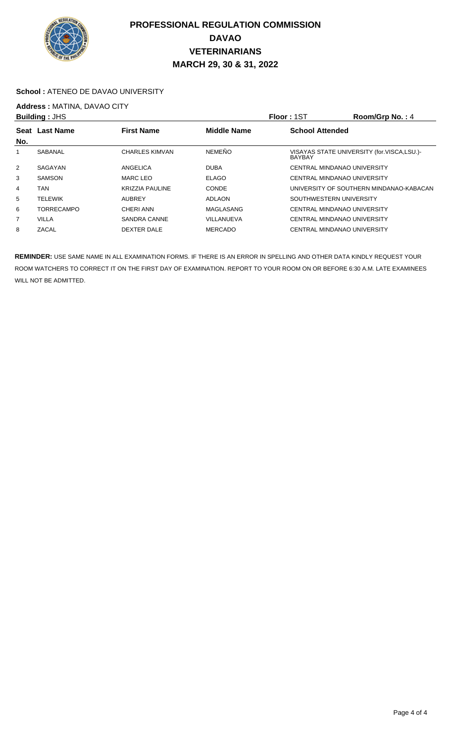# PROFESSIONAL REGULATION COMMISSION
## DAVAO
## VETERINARIANS
## MARCH 29, 30 & 31, 2022

**School :** ATENEO DE DAVAO UNIVERSITY

**Address :** MATINA, DAVAO CITY

**Building :** JHS　　**Floor :** 1ST　　**Room/Grp No. :** 4

| Seat No. | Last Name | First Name | Middle Name | School Attended |
|---|---|---|---|---|
| 1 | SABANAL | CHARLES KIMVAN | NEMEÑO | VISAYAS STATE UNIVERSITY (for.VISCA,LSU.)-BAYBAY |
| 2 | SAGAYAN | ANGELICA | DUBA | CENTRAL MINDANAO UNIVERSITY |
| 3 | SAMSON | MARC LEO | ELAGO | CENTRAL MINDANAO UNIVERSITY |
| 4 | TAN | KRIZZIA PAULINE | CONDE | UNIVERSITY OF SOUTHERN MINDANAO-KABACAN |
| 5 | TELEWIK | AUBREY | ADLAON | SOUTHWESTERN UNIVERSITY |
| 6 | TORRECAMPO | CHERI ANN | MAGLASANG | CENTRAL MINDANAO UNIVERSITY |
| 7 | VILLA | SANDRA CANNE | VILLANUEVA | CENTRAL MINDANAO UNIVERSITY |
| 8 | ZACAL | DEXTER DALE | MERCADO | CENTRAL MINDANAO UNIVERSITY |

**REMINDER:** USE SAME NAME IN ALL EXAMINATION FORMS. IF THERE IS AN ERROR IN SPELLING AND OTHER DATA KINDLY REQUEST YOUR ROOM WATCHERS TO CORRECT IT ON THE FIRST DAY OF EXAMINATION. REPORT TO YOUR ROOM ON OR BEFORE 6:30 A.M. LATE EXAMINEES WILL NOT BE ADMITTED.